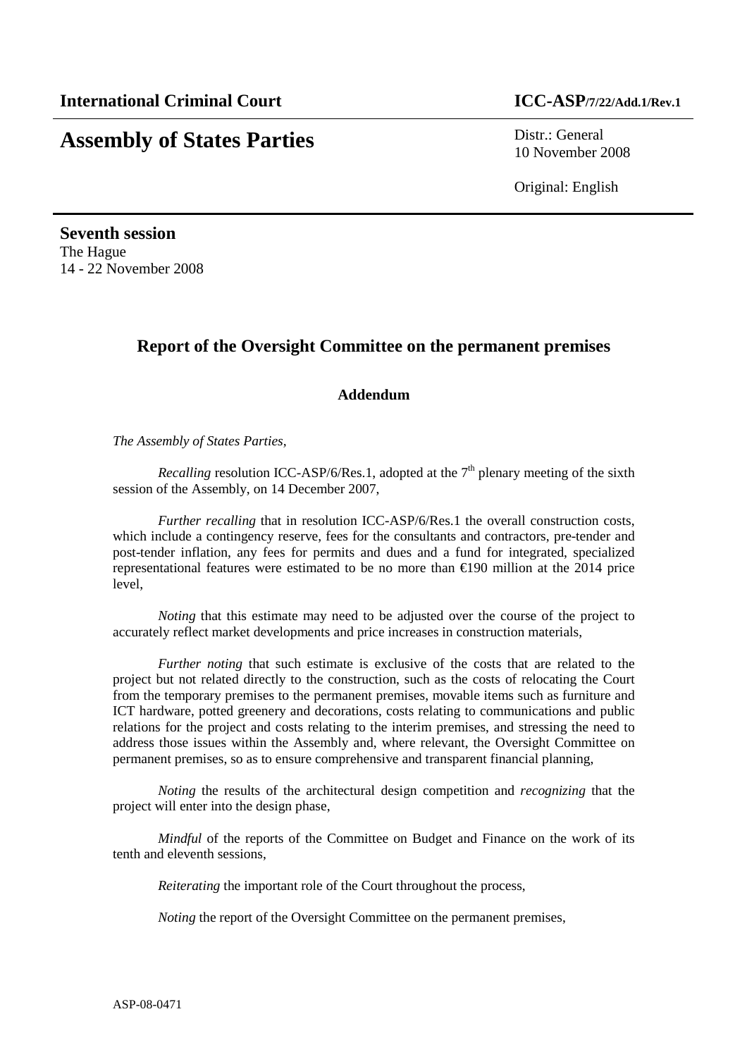**International Criminal Court** **ICC-ASP/7/22/Add.1/Rev.1**

# Assembly of States Parties

Distr.: General
10 November 2008

Original: English

**Seventh session**
The Hague
14 - 22 November 2008

## Report of the Oversight Committee on the permanent premises

### Addendum

*The Assembly of States Parties,*

*Recalling* resolution ICC-ASP/6/Res.1, adopted at the 7th plenary meeting of the sixth session of the Assembly, on 14 December 2007,

*Further recalling* that in resolution ICC-ASP/6/Res.1 the overall construction costs, which include a contingency reserve, fees for the consultants and contractors, pre-tender and post-tender inflation, any fees for permits and dues and a fund for integrated, specialized representational features were estimated to be no more than €190 million at the 2014 price level,

*Noting* that this estimate may need to be adjusted over the course of the project to accurately reflect market developments and price increases in construction materials,

*Further noting* that such estimate is exclusive of the costs that are related to the project but not related directly to the construction, such as the costs of relocating the Court from the temporary premises to the permanent premises, movable items such as furniture and ICT hardware, potted greenery and decorations, costs relating to communications and public relations for the project and costs relating to the interim premises, and stressing the need to address those issues within the Assembly and, where relevant, the Oversight Committee on permanent premises, so as to ensure comprehensive and transparent financial planning,

*Noting* the results of the architectural design competition and *recognizing* that the project will enter into the design phase,

*Mindful* of the reports of the Committee on Budget and Finance on the work of its tenth and eleventh sessions,

*Reiterating* the important role of the Court throughout the process,

*Noting* the report of the Oversight Committee on the permanent premises,

ASP-08-0471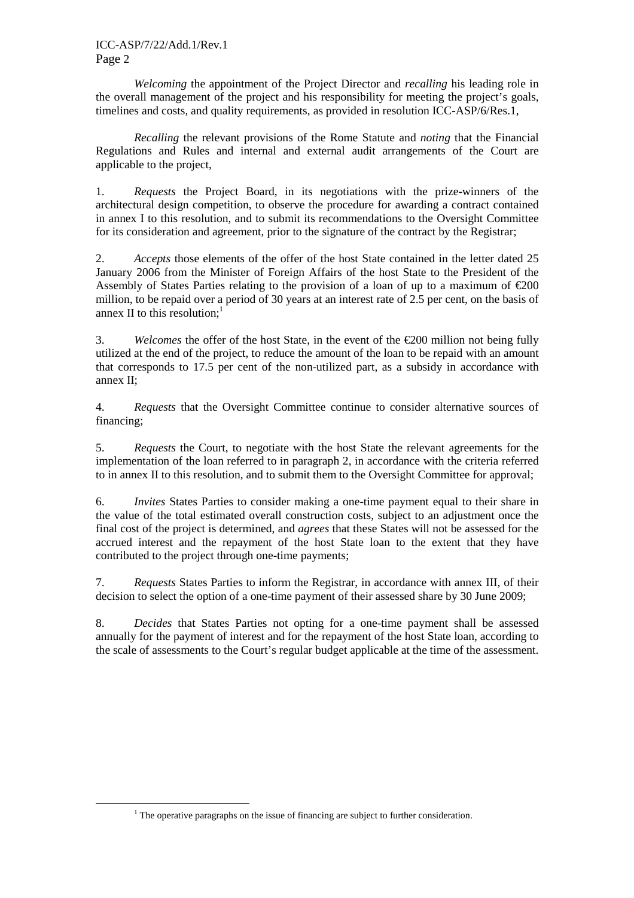*Welcoming* the appointment of the Project Director and *recalling* his leading role in the overall management of the project and his responsibility for meeting the project's goals, timelines and costs, and quality requirements, as provided in resolution ICC-ASP/6/Res.1,

*Recalling* the relevant provisions of the Rome Statute and *noting* that the Financial Regulations and Rules and internal and external audit arrangements of the Court are applicable to the project,

1. *Requests* the Project Board, in its negotiations with the prize-winners of the architectural design competition, to observe the procedure for awarding a contract contained in annex I to this resolution, and to submit its recommendations to the Oversight Committee for its consideration and agreement, prior to the signature of the contract by the Registrar;

2. *Accepts* those elements of the offer of the host State contained in the letter dated 25 January 2006 from the Minister of Foreign Affairs of the host State to the President of the Assembly of States Parties relating to the provision of a loan of up to a maximum of €200 million, to be repaid over a period of 30 years at an interest rate of 2.5 per cent, on the basis of annex II to this resolution;[1]

3. *Welcomes* the offer of the host State, in the event of the €200 million not being fully utilized at the end of the project, to reduce the amount of the loan to be repaid with an amount that corresponds to 17.5 per cent of the non-utilized part, as a subsidy in accordance with annex II;

4. *Requests* that the Oversight Committee continue to consider alternative sources of financing;

5. *Requests* the Court, to negotiate with the host State the relevant agreements for the implementation of the loan referred to in paragraph 2, in accordance with the criteria referred to in annex II to this resolution, and to submit them to the Oversight Committee for approval;

6. *Invites* States Parties to consider making a one-time payment equal to their share in the value of the total estimated overall construction costs, subject to an adjustment once the final cost of the project is determined, and *agrees* that these States will not be assessed for the accrued interest and the repayment of the host State loan to the extent that they have contributed to the project through one-time payments;

7. *Requests* States Parties to inform the Registrar, in accordance with annex III, of their decision to select the option of a one-time payment of their assessed share by 30 June 2009;

8. *Decides* that States Parties not opting for a one-time payment shall be assessed annually for the payment of interest and for the repayment of the host State loan, according to the scale of assessments to the Court's regular budget applicable at the time of the assessment.

[1] The operative paragraphs on the issue of financing are subject to further consideration.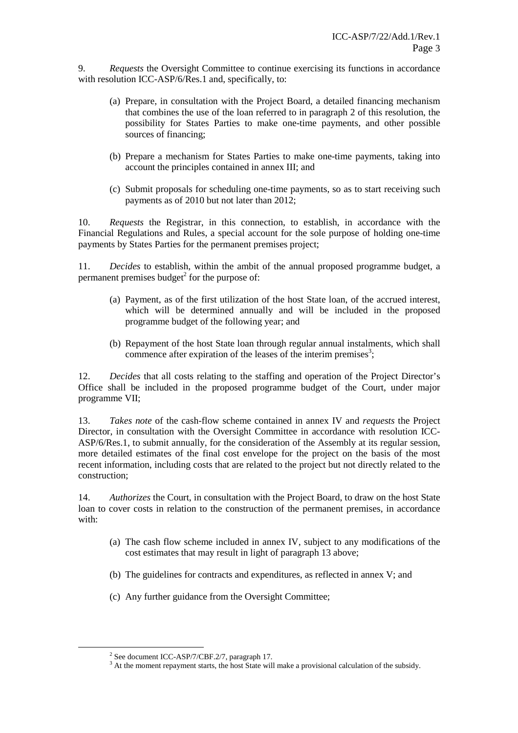9. *Requests* the Oversight Committee to continue exercising its functions in accordance with resolution ICC-ASP/6/Res.1 and, specifically, to:

(a) Prepare, in consultation with the Project Board, a detailed financing mechanism that combines the use of the loan referred to in paragraph 2 of this resolution, the possibility for States Parties to make one-time payments, and other possible sources of financing;

(b) Prepare a mechanism for States Parties to make one-time payments, taking into account the principles contained in annex III; and

(c) Submit proposals for scheduling one-time payments, so as to start receiving such payments as of 2010 but not later than 2012;

10. *Requests* the Registrar, in this connection, to establish, in accordance with the Financial Regulations and Rules, a special account for the sole purpose of holding one-time payments by States Parties for the permanent premises project;

11. *Decides* to establish, within the ambit of the annual proposed programme budget, a permanent premises budget[2] for the purpose of:

(a) Payment, as of the first utilization of the host State loan, of the accrued interest, which will be determined annually and will be included in the proposed programme budget of the following year; and

(b) Repayment of the host State loan through regular annual instalments, which shall commence after expiration of the leases of the interim premises[3];

12. *Decides* that all costs relating to the staffing and operation of the Project Director's Office shall be included in the proposed programme budget of the Court, under major programme VII;

13. *Takes note* of the cash-flow scheme contained in annex IV and *requests* the Project Director, in consultation with the Oversight Committee in accordance with resolution ICC-ASP/6/Res.1, to submit annually, for the consideration of the Assembly at its regular session, more detailed estimates of the final cost envelope for the project on the basis of the most recent information, including costs that are related to the project but not directly related to the construction;

14. *Authorizes* the Court, in consultation with the Project Board, to draw on the host State loan to cover costs in relation to the construction of the permanent premises, in accordance with:

(a) The cash flow scheme included in annex IV, subject to any modifications of the cost estimates that may result in light of paragraph 13 above;

(b) The guidelines for contracts and expenditures, as reflected in annex V; and

(c) Any further guidance from the Oversight Committee;

---

[2] See document ICC-ASP/7/CBF.2/7, paragraph 17.

[3] At the moment repayment starts, the host State will make a provisional calculation of the subsidy.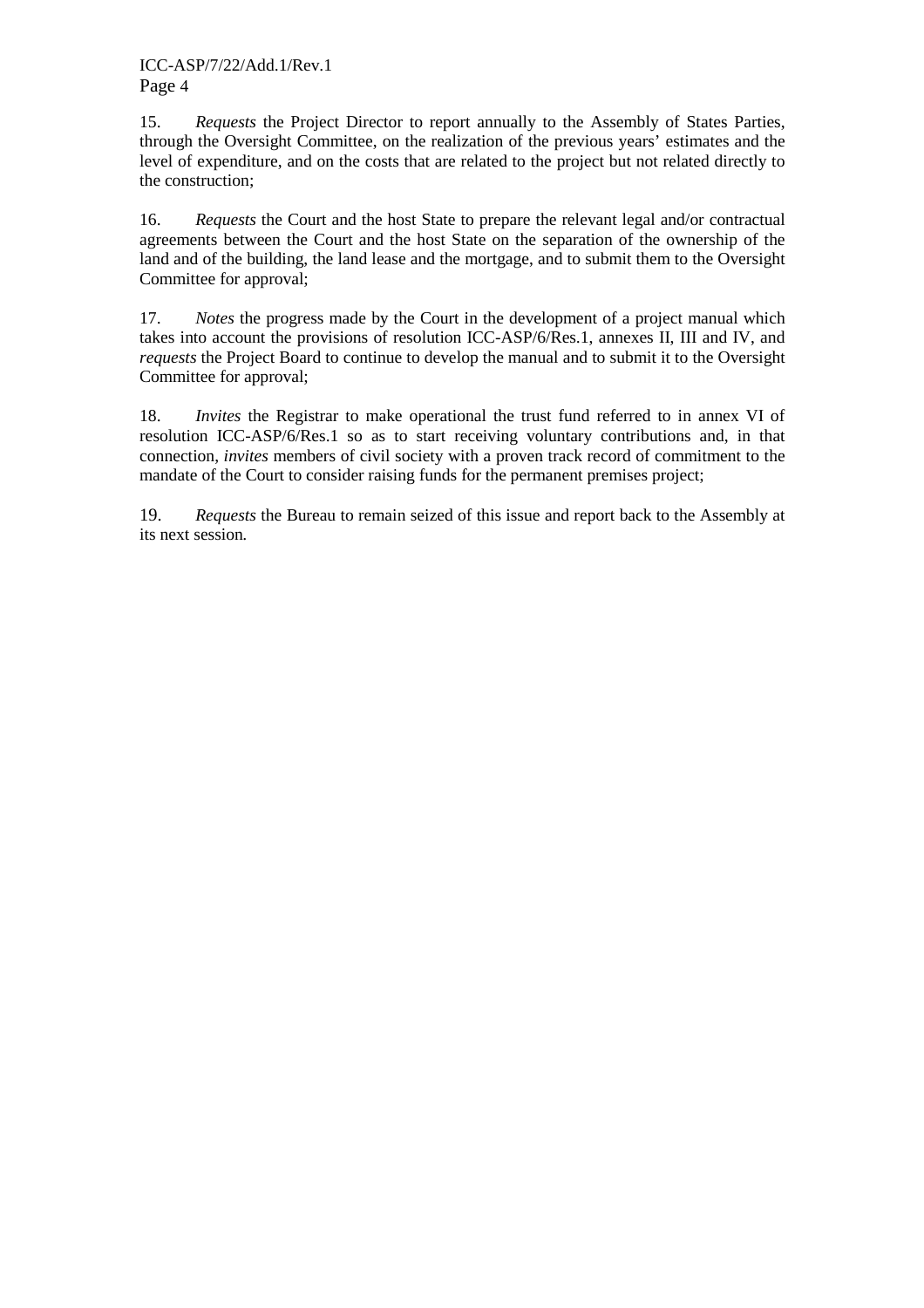15. *Requests* the Project Director to report annually to the Assembly of States Parties, through the Oversight Committee, on the realization of the previous years' estimates and the level of expenditure, and on the costs that are related to the project but not related directly to the construction;

16. *Requests* the Court and the host State to prepare the relevant legal and/or contractual agreements between the Court and the host State on the separation of the ownership of the land and of the building, the land lease and the mortgage, and to submit them to the Oversight Committee for approval;

17. *Notes* the progress made by the Court in the development of a project manual which takes into account the provisions of resolution ICC-ASP/6/Res.1, annexes II, III and IV, and *requests* the Project Board to continue to develop the manual and to submit it to the Oversight Committee for approval;

18. *Invites* the Registrar to make operational the trust fund referred to in annex VI of resolution ICC-ASP/6/Res.1 so as to start receiving voluntary contributions and, in that connection, *invites* members of civil society with a proven track record of commitment to the mandate of the Court to consider raising funds for the permanent premises project;

19. *Requests* the Bureau to remain seized of this issue and report back to the Assembly at its next session.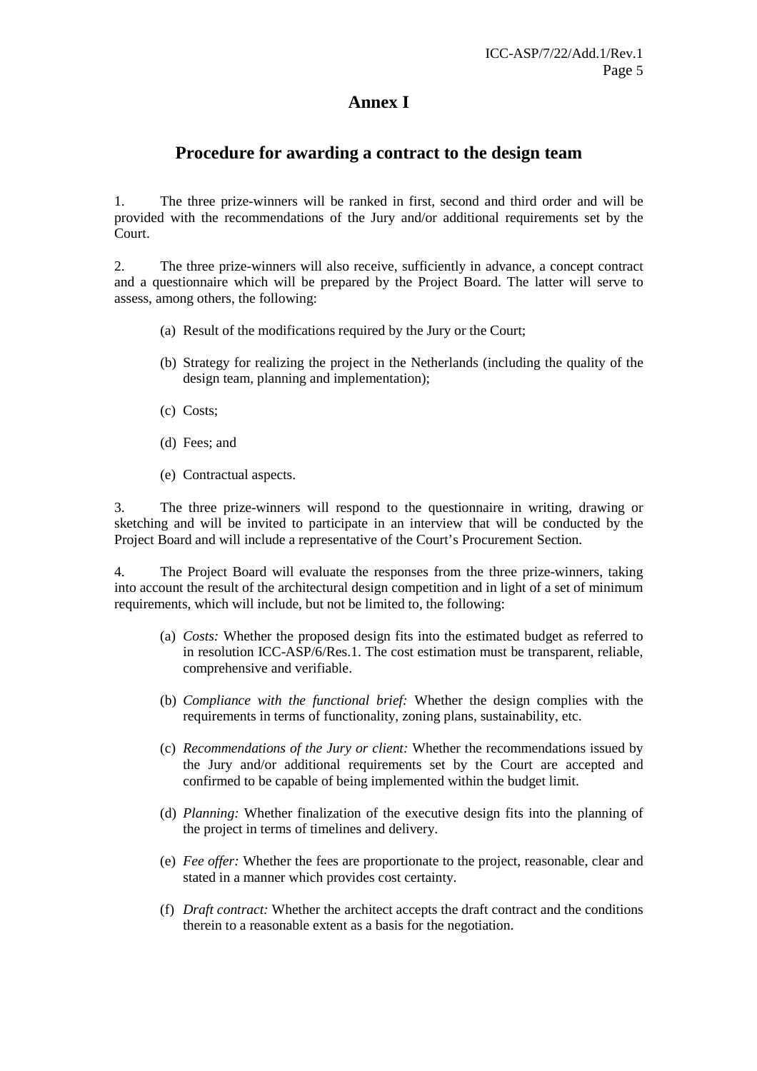# Annex I

## Procedure for awarding a contract to the design team

1. The three prize-winners will be ranked in first, second and third order and will be provided with the recommendations of the Jury and/or additional requirements set by the Court.

2. The three prize-winners will also receive, sufficiently in advance, a concept contract and a questionnaire which will be prepared by the Project Board. The latter will serve to assess, among others, the following:

   (a) Result of the modifications required by the Jury or the Court;

   (b) Strategy for realizing the project in the Netherlands (including the quality of the design team, planning and implementation);

   (c) Costs;

   (d) Fees; and

   (e) Contractual aspects.

3. The three prize-winners will respond to the questionnaire in writing, drawing or sketching and will be invited to participate in an interview that will be conducted by the Project Board and will include a representative of the Court's Procurement Section.

4. The Project Board will evaluate the responses from the three prize-winners, taking into account the result of the architectural design competition and in light of a set of minimum requirements, which will include, but not be limited to, the following:

   (a) *Costs:* Whether the proposed design fits into the estimated budget as referred to in resolution ICC-ASP/6/Res.1. The cost estimation must be transparent, reliable, comprehensive and verifiable.

   (b) *Compliance with the functional brief:* Whether the design complies with the requirements in terms of functionality, zoning plans, sustainability, etc.

   (c) *Recommendations of the Jury or client:* Whether the recommendations issued by the Jury and/or additional requirements set by the Court are accepted and confirmed to be capable of being implemented within the budget limit.

   (d) *Planning:* Whether finalization of the executive design fits into the planning of the project in terms of timelines and delivery.

   (e) *Fee offer:* Whether the fees are proportionate to the project, reasonable, clear and stated in a manner which provides cost certainty.

   (f) *Draft contract:* Whether the architect accepts the draft contract and the conditions therein to a reasonable extent as a basis for the negotiation.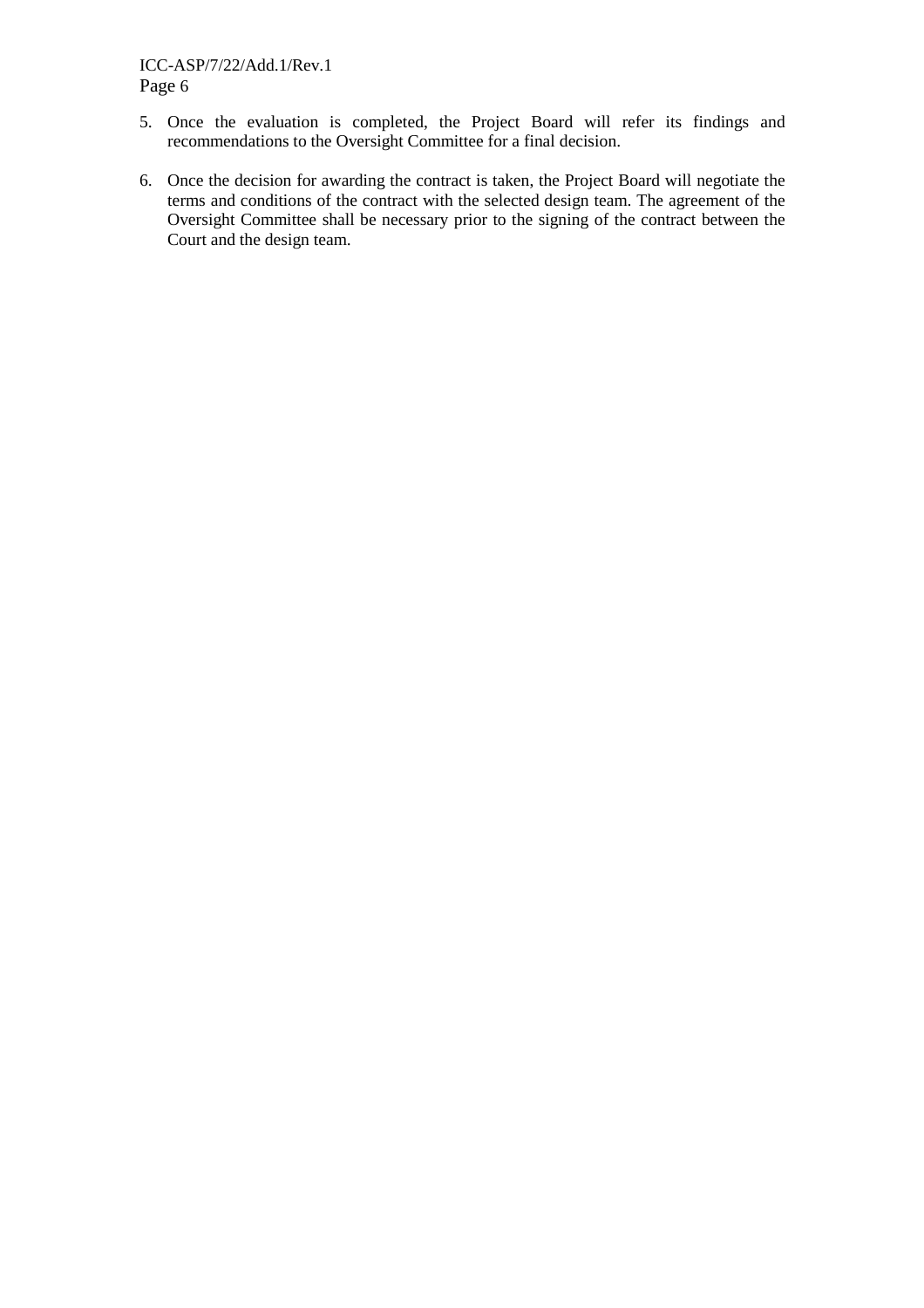5. Once the evaluation is completed, the Project Board will refer its findings and recommendations to the Oversight Committee for a final decision.

6. Once the decision for awarding the contract is taken, the Project Board will negotiate the terms and conditions of the contract with the selected design team. The agreement of the Oversight Committee shall be necessary prior to the signing of the contract between the Court and the design team.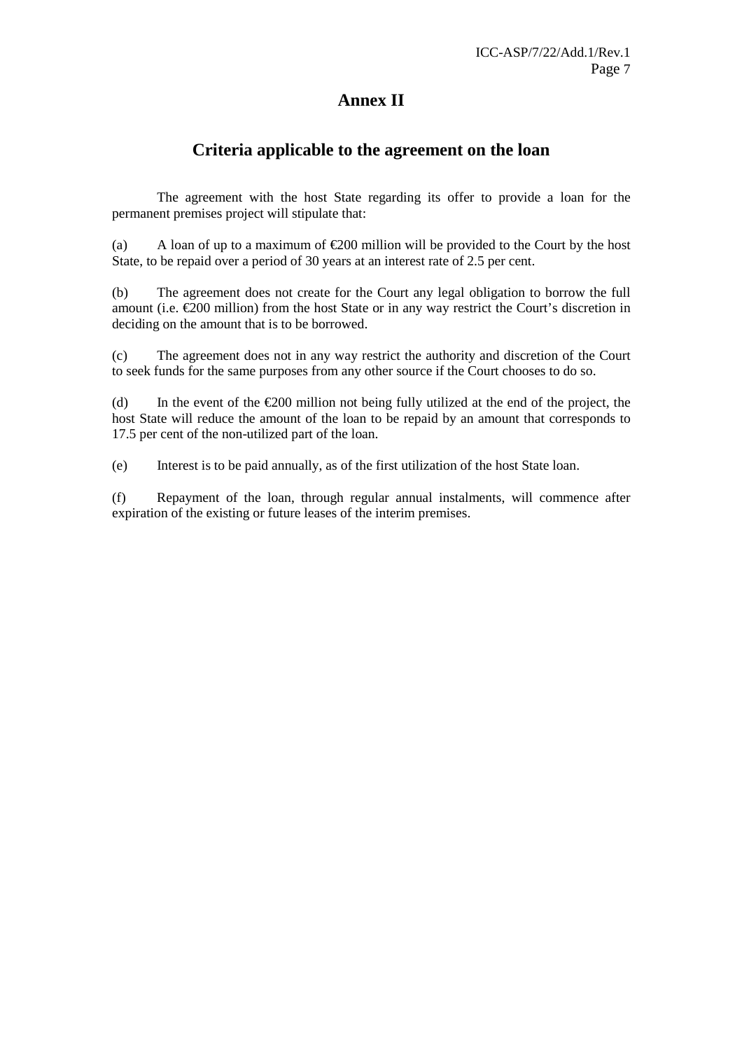# Annex II

## Criteria applicable to the agreement on the loan

The agreement with the host State regarding its offer to provide a loan for the permanent premises project will stipulate that:

(a) A loan of up to a maximum of €200 million will be provided to the Court by the host State, to be repaid over a period of 30 years at an interest rate of 2.5 per cent.

(b) The agreement does not create for the Court any legal obligation to borrow the full amount (i.e. €200 million) from the host State or in any way restrict the Court's discretion in deciding on the amount that is to be borrowed.

(c) The agreement does not in any way restrict the authority and discretion of the Court to seek funds for the same purposes from any other source if the Court chooses to do so.

(d) In the event of the €200 million not being fully utilized at the end of the project, the host State will reduce the amount of the loan to be repaid by an amount that corresponds to 17.5 per cent of the non-utilized part of the loan.

(e) Interest is to be paid annually, as of the first utilization of the host State loan.

(f) Repayment of the loan, through regular annual instalments, will commence after expiration of the existing or future leases of the interim premises.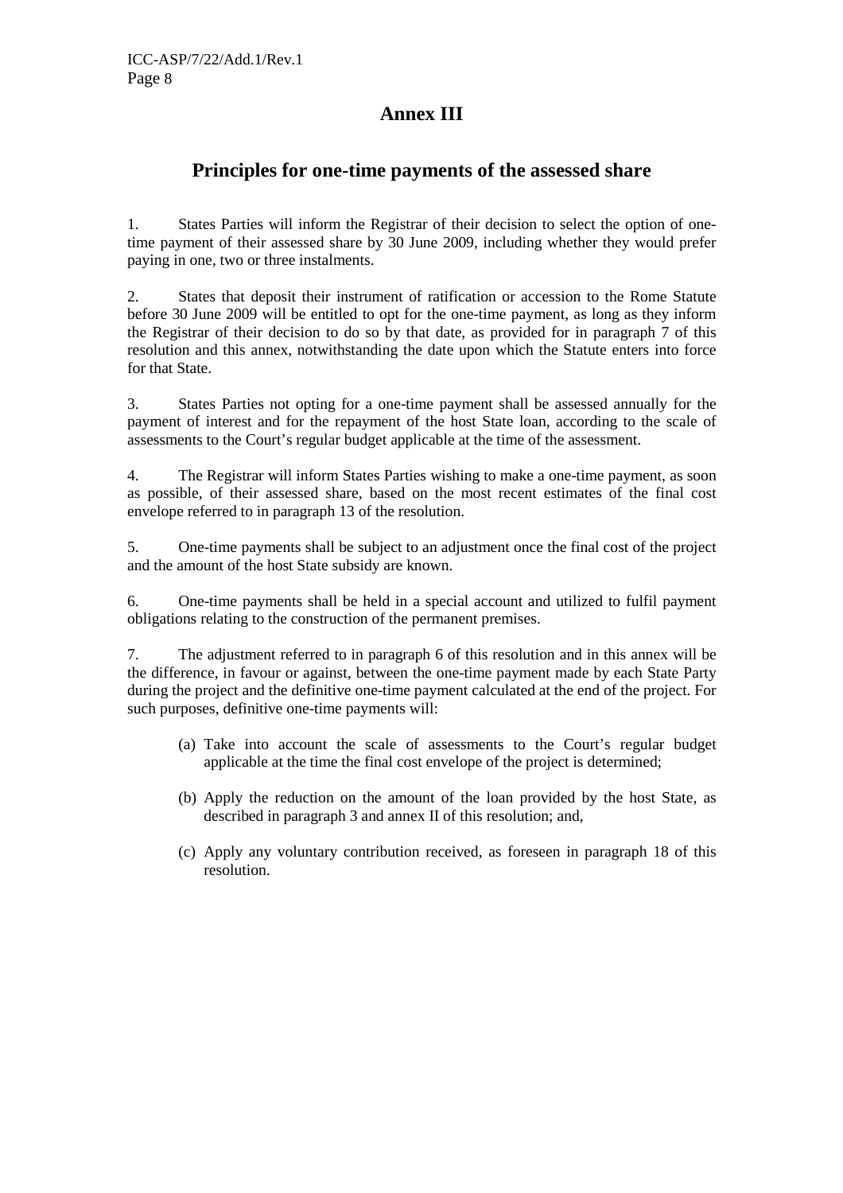# Annex III

## Principles for one-time payments of the assessed share

1. States Parties will inform the Registrar of their decision to select the option of one-time payment of their assessed share by 30 June 2009, including whether they would prefer paying in one, two or three instalments.

2. States that deposit their instrument of ratification or accession to the Rome Statute before 30 June 2009 will be entitled to opt for the one-time payment, as long as they inform the Registrar of their decision to do so by that date, as provided for in paragraph 7 of this resolution and this annex, notwithstanding the date upon which the Statute enters into force for that State.

3. States Parties not opting for a one-time payment shall be assessed annually for the payment of interest and for the repayment of the host State loan, according to the scale of assessments to the Court's regular budget applicable at the time of the assessment.

4. The Registrar will inform States Parties wishing to make a one-time payment, as soon as possible, of their assessed share, based on the most recent estimates of the final cost envelope referred to in paragraph 13 of the resolution.

5. One-time payments shall be subject to an adjustment once the final cost of the project and the amount of the host State subsidy are known.

6. One-time payments shall be held in a special account and utilized to fulfil payment obligations relating to the construction of the permanent premises.

7. The adjustment referred to in paragraph 6 of this resolution and in this annex will be the difference, in favour or against, between the one-time payment made by each State Party during the project and the definitive one-time payment calculated at the end of the project. For such purposes, definitive one-time payments will:

   (a) Take into account the scale of assessments to the Court's regular budget applicable at the time the final cost envelope of the project is determined;

   (b) Apply the reduction on the amount of the loan provided by the host State, as described in paragraph 3 and annex II of this resolution; and,

   (c) Apply any voluntary contribution received, as foreseen in paragraph 18 of this resolution.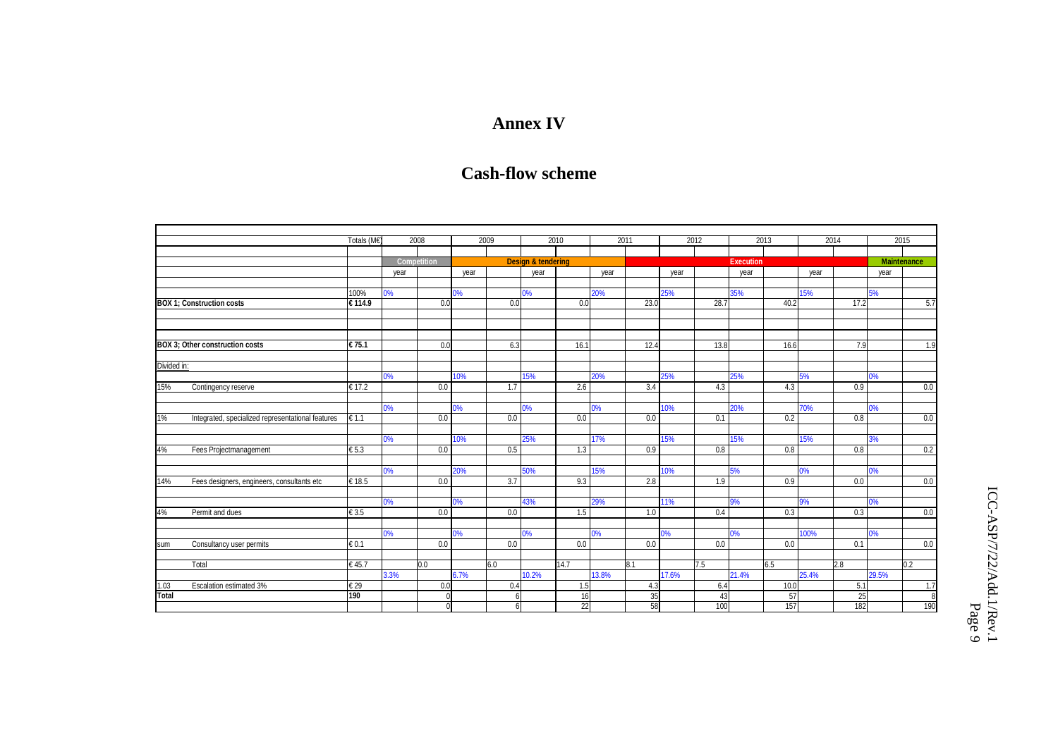# Annex IV

## Cash-flow scheme

| | | Totals (M€) | 2008 | | 2009 | | 2010 | | 2011 | | 2012 | | 2013 | | 2014 | | 2015 | |
|---|---|---|---|---|---|---|---|---|---|---|---|---|---|---|---|---|---|---|
| | | | Competition | | Design & tendering | | | | | | Execution | | | | | | Maintenance | |
| | | | year | | year | | year | | year | | year | | year | | year | | year | |
| | | 100% | 0% | | 0% | | 0% | | 20% | | 25% | | 35% | | 15% | | 5% | |
| **BOX 1; Construction costs** | | **€ 114.9** | | 0.0 | | 0.0 | | 0.0 | | 23.0 | | 28.7 | | 40.2 | | 17.2 | | 5.7 |
| **BOX 3; Other construction costs** | | **€ 75.1** | | 0.0 | | 6.3 | | 16.1 | | 12.4 | | 13.8 | | 16.6 | | 7.9 | | 1.9 |
| Divided in: | | | | | | | | | | | | | | | | | | |
| | | | 0% | | 10% | | 15% | | 20% | | 25% | | 25% | | 5% | | 0% | |
| 15% | Contingency reserve | € 17.2 | | 0.0 | | 1.7 | | 2.6 | | 3.4 | | 4.3 | | 4.3 | | 0.9 | | 0.0 |
| | | | 0% | | 0% | | 0% | | 0% | | 10% | | 20% | | 70% | | 0% | |
| 1% | Integrated, specialized representational features | € 1.1 | | 0.0 | | 0.0 | | 0.0 | | 0.0 | | 0.1 | | 0.2 | | 0.8 | | 0.0 |
| | | | 0% | | 10% | | 25% | | 17% | | 15% | | 15% | | 15% | | 3% | |
| 4% | Fees Projectmanagement | € 5.3 | | 0.0 | | 0.5 | | 1.3 | | 0.9 | | 0.8 | | 0.8 | | 0.8 | | 0.2 |
| | | | 0% | | 20% | | 50% | | 15% | | 10% | | 5% | | 0% | | 0% | |
| 14% | Fees designers, engineers, consultants etc | € 18.5 | | 0.0 | | 3.7 | | 9.3 | | 2.8 | | 1.9 | | 0.9 | | 0.0 | | 0.0 |
| | | | 0% | | 0% | | 43% | | 29% | | 11% | | 9% | | 9% | | 0% | |
| 4% | Permit and dues | € 3.5 | | 0.0 | | 0.0 | | 1.5 | | 1.0 | | 0.4 | | 0.3 | | 0.3 | | 0.0 |
| | | | 0% | | 0% | | 0% | | 0% | | 0% | | 0% | | 100% | | 0% | |
| sum | Consultancy user permits | € 0.1 | | 0.0 | | 0.0 | | 0.0 | | 0.0 | | 0.0 | | 0.0 | | 0.1 | | 0.0 |
| | Total | € 45.7 | | 0.0 | | 6.0 | | 14.7 | | 8.1 | | 7.5 | | 6.5 | | 2.8 | | 0.2 |
| | | | 3.3% | | 6.7% | | 10.2% | | 13.8% | | 17.6% | | 21.4% | | 25.4% | | 29.5% | |
| 1.03 | Escalation estimated 3% | € 29 | | 0.0 | | 0.4 | | 1.5 | | 4.3 | | 6.4 | | 10.0 | | 5.1 | | 1.7 |
| **Total** | | **190** | | 0 | | 6 | | 16 | | 35 | | 43 | | 57 | | 25 | | 8 |
| | | | | 0 | | 6 | | 22 | | 58 | | 100 | | 157 | | 182 | | 190 |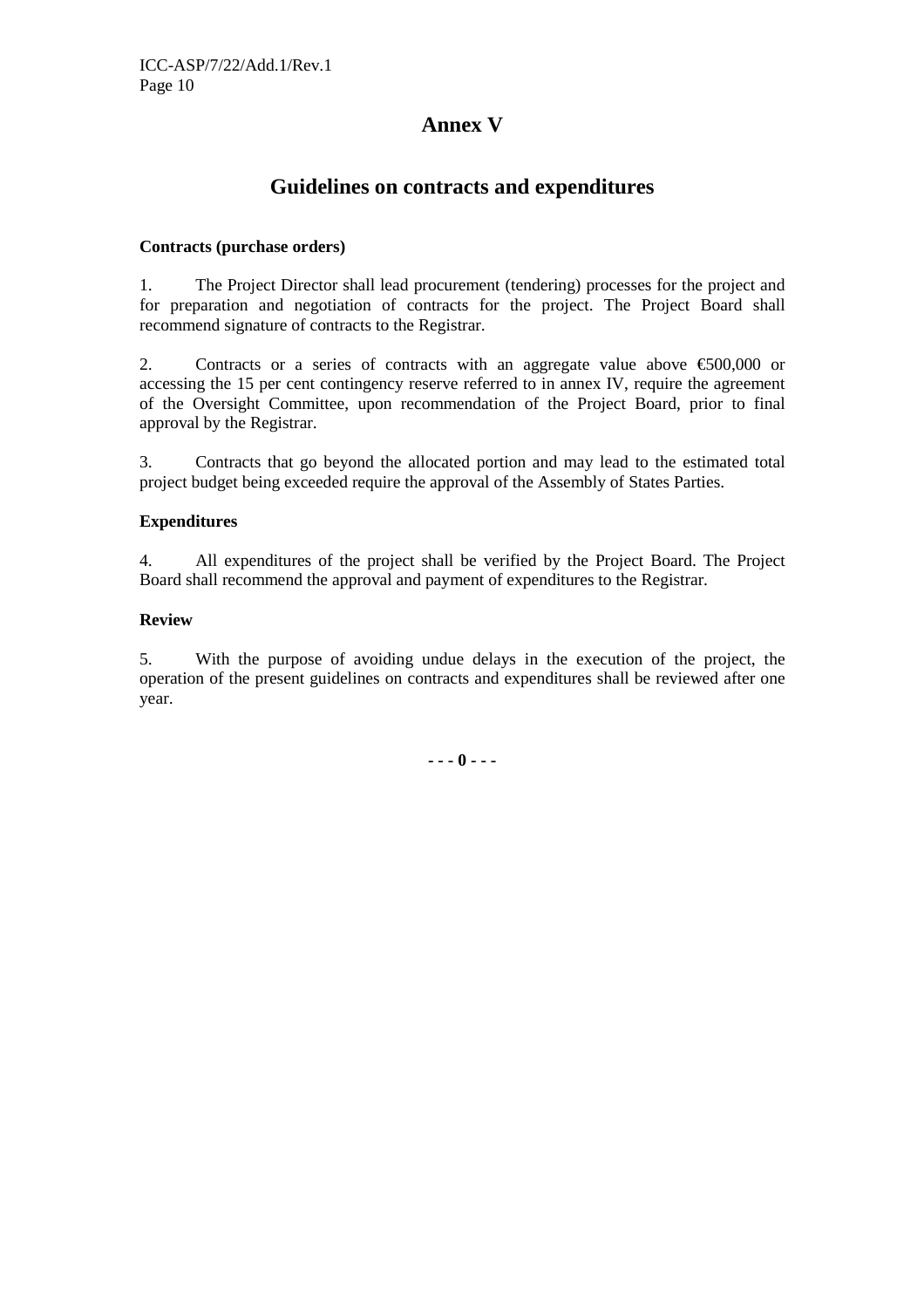# Annex V

## Guidelines on contracts and expenditures

**Contracts (purchase orders)**

1. The Project Director shall lead procurement (tendering) processes for the project and for preparation and negotiation of contracts for the project. The Project Board shall recommend signature of contracts to the Registrar.

2. Contracts or a series of contracts with an aggregate value above €500,000 or accessing the 15 per cent contingency reserve referred to in annex IV, require the agreement of the Oversight Committee, upon recommendation of the Project Board, prior to final approval by the Registrar.

3. Contracts that go beyond the allocated portion and may lead to the estimated total project budget being exceeded require the approval of the Assembly of States Parties.

**Expenditures**

4. All expenditures of the project shall be verified by the Project Board. The Project Board shall recommend the approval and payment of expenditures to the Registrar.

**Review**

5. With the purpose of avoiding undue delays in the execution of the project, the operation of the present guidelines on contracts and expenditures shall be reviewed after one year.

**- - - 0 - - -**